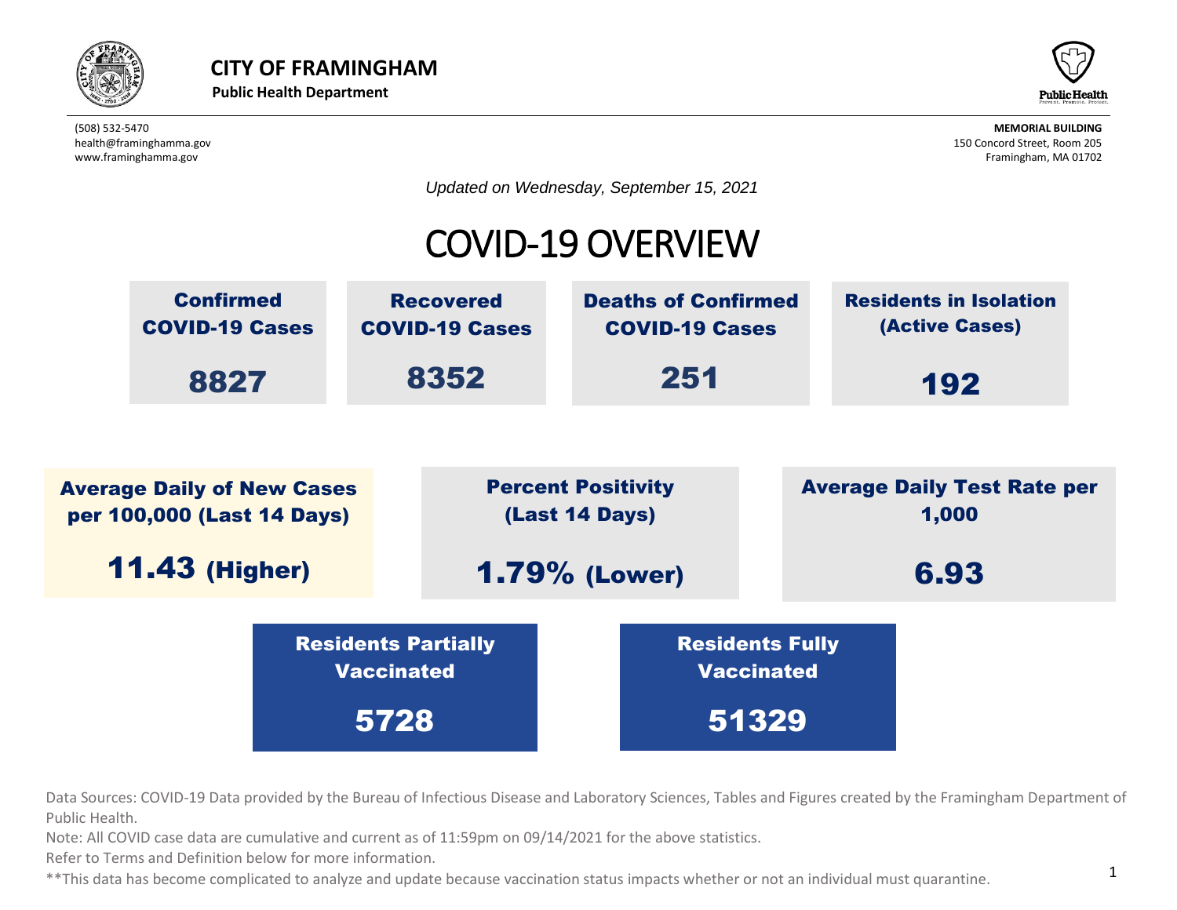**CITY OF FRAMINGHAM**
**Public Health Department**

(508) 532-5470
health@framinghamma.gov
www.framinghamma.gov

**MEMORIAL BUILDING**
150 Concord Street, Room 205
Framingham, MA 01702

*Updated on Wednesday, September 15, 2021*

# COVID-19 OVERVIEW

| Confirmed COVID-19 Cases | Recovered COVID-19 Cases | Deaths of Confirmed COVID-19 Cases | Residents in Isolation (Active Cases) |
|---|---|---|---|
| 8827 | 8352 | 251 | 192 |

| Average Daily of New Cases per 100,000 (Last 14 Days) | Percent Positivity (Last 14 Days) | Average Daily Test Rate per 1,000 |
|---|---|---|
| 11.43 (Higher) | 1.79% (Lower) | 6.93 |

| Residents Partially Vaccinated | Residents Fully Vaccinated |
|---|---|
| 5728 | 51329 |

Data Sources: COVID-19 Data provided by the Bureau of Infectious Disease and Laboratory Sciences, Tables and Figures created by the Framingham Department of Public Health.

Note: All COVID case data are cumulative and current as of 11:59pm on 09/14/2021 for the above statistics.

Refer to Terms and Definition below for more information.

**This data has become complicated to analyze and update because vaccination status impacts whether or not an individual must quarantine.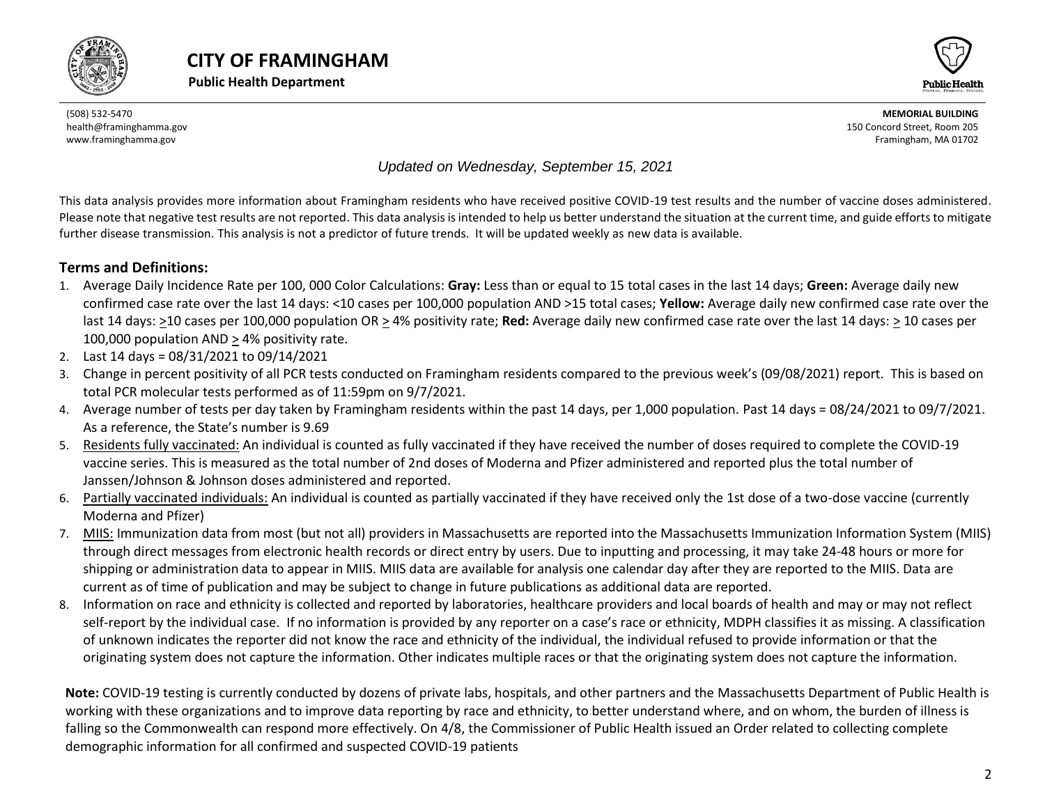# CITY OF FRAMINGHAM

**Public Health Department**

(508) 532-5470
health@framinghamma.gov
www.framinghamma.gov

**MEMORIAL BUILDING**
150 Concord Street, Room 205
Framingham, MA 01702

*Updated on Wednesday, September 15, 2021*

This data analysis provides more information about Framingham residents who have received positive COVID-19 test results and the number of vaccine doses administered. Please note that negative test results are not reported. This data analysis is intended to help us better understand the situation at the current time, and guide efforts to mitigate further disease transmission. This analysis is not a predictor of future trends. It will be updated weekly as new data is available.

## Terms and Definitions:

1. Average Daily Incidence Rate per 100, 000 Color Calculations: **Gray:** Less than or equal to 15 total cases in the last 14 days; **Green:** Average daily new confirmed case rate over the last 14 days: <10 cases per 100,000 population AND >15 total cases; **Yellow:** Average daily new confirmed case rate over the last 14 days: ≥10 cases per 100,000 population OR ≥ 4% positivity rate; **Red:** Average daily new confirmed case rate over the last 14 days: ≥ 10 cases per 100,000 population AND ≥ 4% positivity rate.
2. Last 14 days = 08/31/2021 to 09/14/2021
3. Change in percent positivity of all PCR tests conducted on Framingham residents compared to the previous week's (09/08/2021) report. This is based on total PCR molecular tests performed as of 11:59pm on 9/7/2021.
4. Average number of tests per day taken by Framingham residents within the past 14 days, per 1,000 population. Past 14 days = 08/24/2021 to 09/7/2021. As a reference, the State's number is 9.69
5. Residents fully vaccinated: An individual is counted as fully vaccinated if they have received the number of doses required to complete the COVID-19 vaccine series. This is measured as the total number of 2nd doses of Moderna and Pfizer administered and reported plus the total number of Janssen/Johnson & Johnson doses administered and reported.
6. Partially vaccinated individuals: An individual is counted as partially vaccinated if they have received only the 1st dose of a two-dose vaccine (currently Moderna and Pfizer)
7. MIIS: Immunization data from most (but not all) providers in Massachusetts are reported into the Massachusetts Immunization Information System (MIIS) through direct messages from electronic health records or direct entry by users. Due to inputting and processing, it may take 24-48 hours or more for shipping or administration data to appear in MIIS. MIIS data are available for analysis one calendar day after they are reported to the MIIS. Data are current as of time of publication and may be subject to change in future publications as additional data are reported.
8. Information on race and ethnicity is collected and reported by laboratories, healthcare providers and local boards of health and may or may not reflect self-report by the individual case. If no information is provided by any reporter on a case's race or ethnicity, MDPH classifies it as missing. A classification of unknown indicates the reporter did not know the race and ethnicity of the individual, the individual refused to provide information or that the originating system does not capture the information. Other indicates multiple races or that the originating system does not capture the information.

**Note:** COVID-19 testing is currently conducted by dozens of private labs, hospitals, and other partners and the Massachusetts Department of Public Health is working with these organizations and to improve data reporting by race and ethnicity, to better understand where, and on whom, the burden of illness is falling so the Commonwealth can respond more effectively. On 4/8, the Commissioner of Public Health issued an Order related to collecting complete demographic information for all confirmed and suspected COVID-19 patients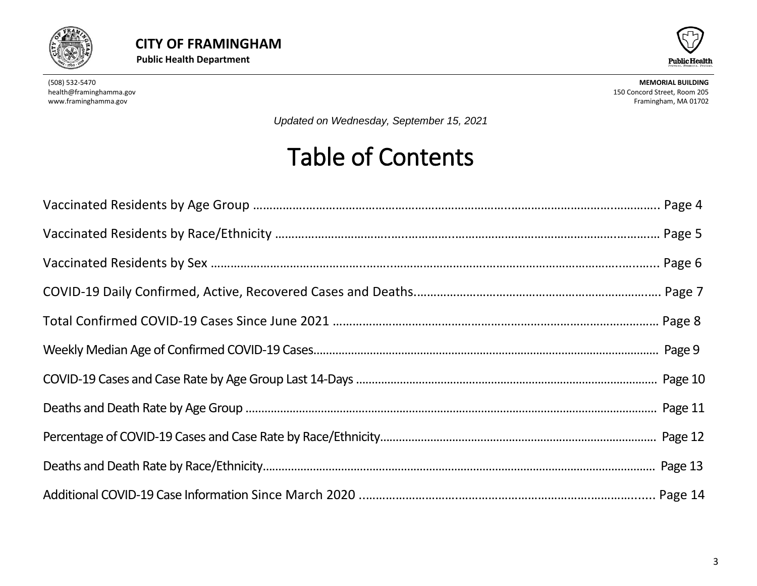**CITY OF FRAMINGHAM**

**Public Health Department**

(508) 532-5470
health@framinghamma.gov
www.framinghamma.gov

**MEMORIAL BUILDING**
150 Concord Street, Room 205
Framingham, MA 01702

*Updated on Wednesday, September 15, 2021*

# Table of Contents

Vaccinated Residents by Age Group ........................................................................................................ Page 4

Vaccinated Residents by Race/Ethnicity .................................................................................................. Page 5

Vaccinated Residents by Sex .................................................................................................................. Page 6

COVID-19 Daily Confirmed, Active, Recovered Cases and Deaths......................................................... Page 7

Total Confirmed COVID-19 Cases Since June 2021 ................................................................................ Page 8

Weekly Median Age of Confirmed COVID-19 Cases................................................................................ Page 9

COVID-19 Cases and Case Rate by Age Group Last 14-Days ................................................................ Page 10

Deaths and Death Rate by Age Group .................................................................................................. Page 11

Percentage of COVID-19 Cases and Case Rate by Race/Ethnicity.......................................................... Page 12

Deaths and Death Rate by Race/Ethnicity.............................................................................................. Page 13

Additional COVID-19 Case Information Since March 2020 .................................................................... Page 14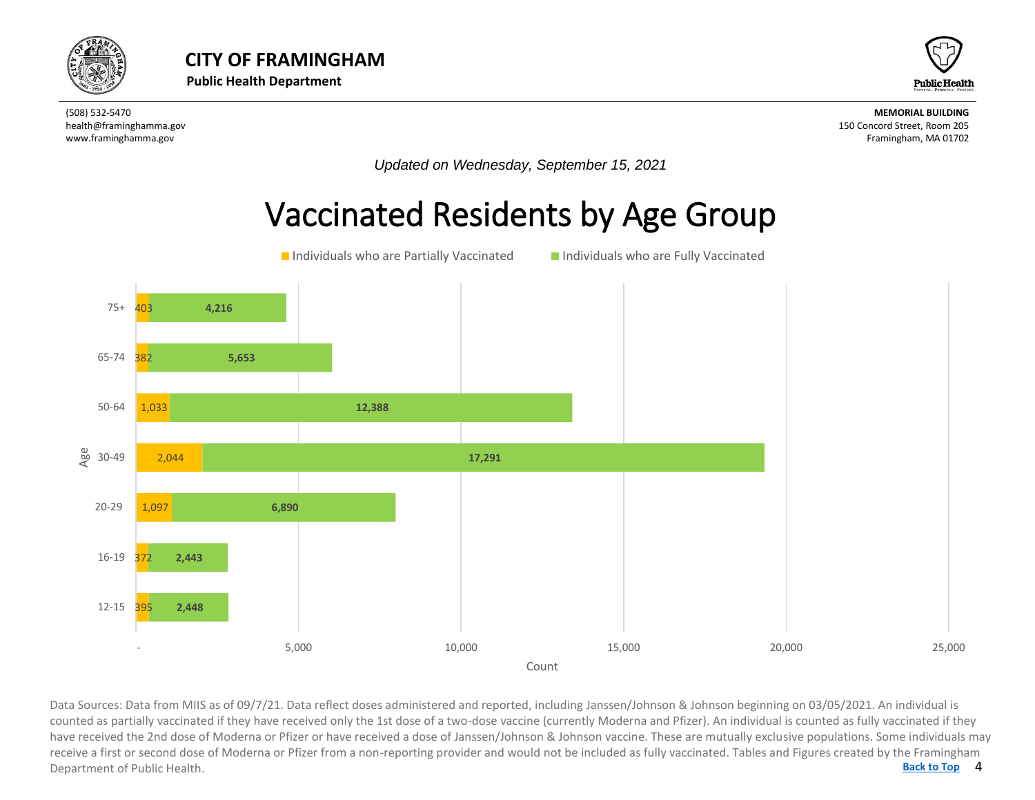# CITY OF FRAMINGHAM

**Public Health Department**

(508) 532-5470
health@framinghamma.gov
www.framinghamma.gov

**MEMORIAL BUILDING**
150 Concord Street, Room 205
Framingham, MA 01702

*Updated on Wednesday, September 15, 2021*

## Vaccinated Residents by Age Group

| Age | Individuals who are Partially Vaccinated | Individuals who are Fully Vaccinated |
|---|---|---|
| 75+ | 403 | 4,216 |
| 65-74 | 382 | 5,653 |
| 50-64 | 1,033 | 12,388 |
| 30-49 | 2,044 | 17,291 |
| 20-29 | 1,097 | 6,890 |
| 16-19 | 372 | 2,443 |
| 12-15 | 395 | 2,448 |

Data Sources: Data from MIIS as of 09/7/21. Data reflect doses administered and reported, including Janssen/Johnson & Johnson beginning on 03/05/2021. An individual is counted as partially vaccinated if they have received only the 1st dose of a two-dose vaccine (currently Moderna and Pfizer). An individual is counted as fully vaccinated if they have received the 2nd dose of Moderna or Pfizer or have received a dose of Janssen/Johnson & Johnson vaccine. These are mutually exclusive populations. Some individuals may receive a first or second dose of Moderna or Pfizer from a non-reporting provider and would not be included as fully vaccinated. Tables and Figures created by the Framingham Department of Public Health.

Back to Top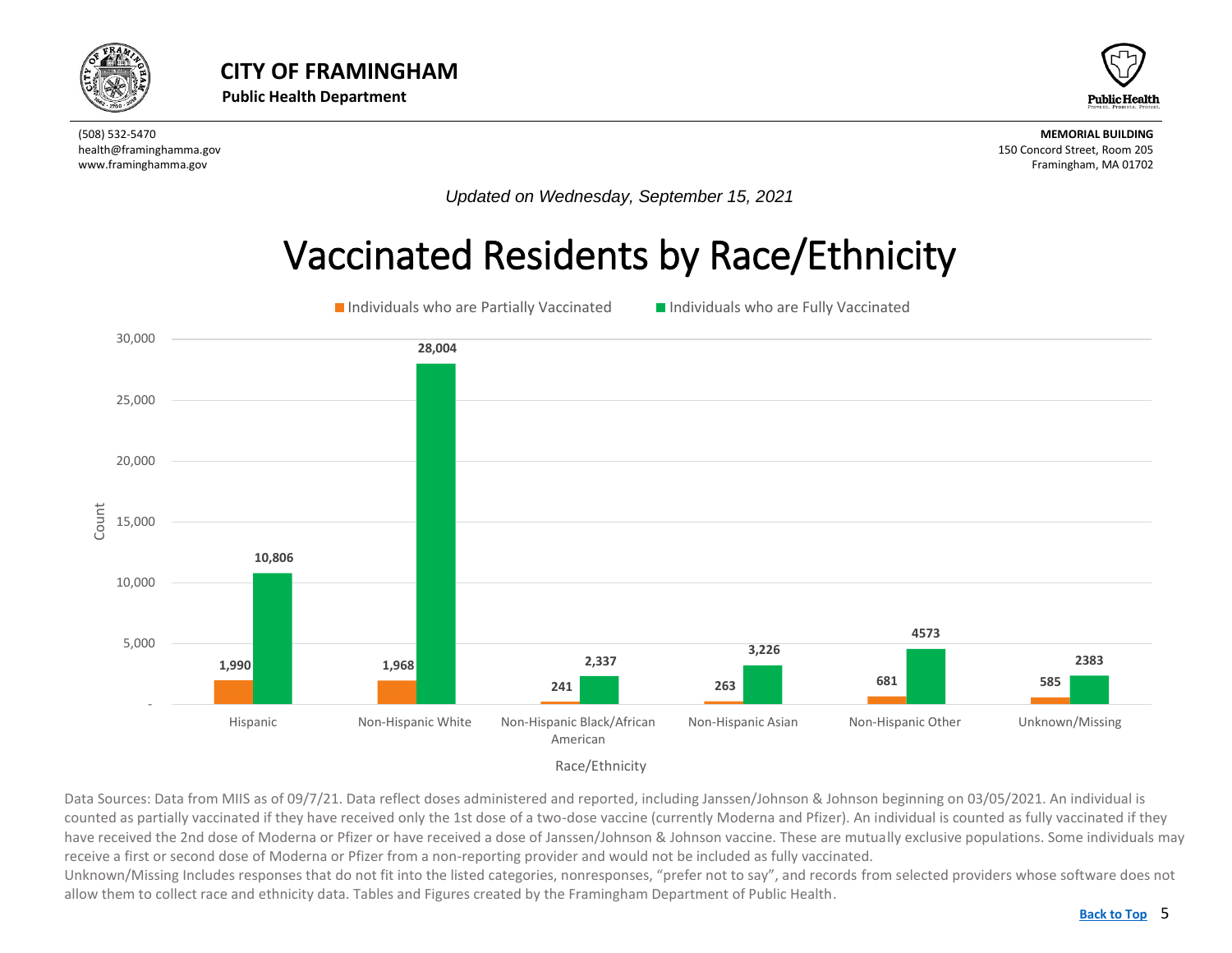# CITY OF FRAMINGHAM

**Public Health Department**

(508) 532-5470
health@framinghamma.gov
www.framinghamma.gov

**MEMORIAL BUILDING**
150 Concord Street, Room 205
Framingham, MA 01702

*Updated on Wednesday, September 15, 2021*

## Vaccinated Residents by Race/Ethnicity

| Race/Ethnicity | Individuals who are Partially Vaccinated | Individuals who are Fully Vaccinated |
|---|---|---|
| Hispanic | 1,990 | 10,806 |
| Non-Hispanic White | 1,968 | 28,004 |
| Non-Hispanic Black/African American | 241 | 2,337 |
| Non-Hispanic Asian | 263 | 3,226 |
| Non-Hispanic Other | 681 | 4573 |
| Unknown/Missing | 585 | 2383 |

Data Sources: Data from MIIS as of 09/7/21. Data reflect doses administered and reported, including Janssen/Johnson & Johnson beginning on 03/05/2021. An individual is counted as partially vaccinated if they have received only the 1st dose of a two-dose vaccine (currently Moderna and Pfizer). An individual is counted as fully vaccinated if they have received the 2nd dose of Moderna or Pfizer or have received a dose of Janssen/Johnson & Johnson vaccine. These are mutually exclusive populations. Some individuals may receive a first or second dose of Moderna or Pfizer from a non-reporting provider and would not be included as fully vaccinated.
Unknown/Missing Includes responses that do not fit into the listed categories, nonresponses, "prefer not to say", and records from selected providers whose software does not allow them to collect race and ethnicity data. Tables and Figures created by the Framingham Department of Public Health.

Back to Top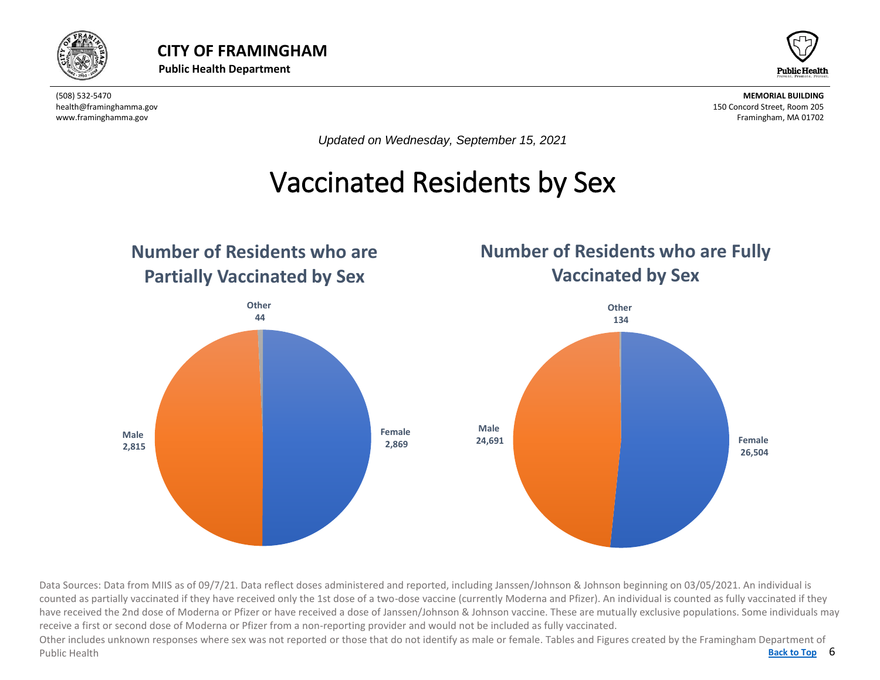**CITY OF FRAMINGHAM**
**Public Health Department**

(508) 532-5470
health@framinghamma.gov
www.framinghamma.gov

**MEMORIAL BUILDING**
150 Concord Street, Room 205
Framingham, MA 01702

*Updated on Wednesday, September 15, 2021*

# Vaccinated Residents by Sex

## Number of Residents who are Partially Vaccinated by Sex

| Sex | Number |
| --- | --- |
| Female | 2,869 |
| Male | 2,815 |
| Other | 44 |

## Number of Residents who are Fully Vaccinated by Sex

| Sex | Number |
| --- | --- |
| Female | 26,504 |
| Male | 24,691 |
| Other | 134 |

Data Sources: Data from MIIS as of 09/7/21. Data reflect doses administered and reported, including Janssen/Johnson & Johnson beginning on 03/05/2021. An individual is counted as partially vaccinated if they have received only the 1st dose of a two-dose vaccine (currently Moderna and Pfizer). An individual is counted as fully vaccinated if they have received the 2nd dose of Moderna or Pfizer or have received a dose of Janssen/Johnson & Johnson vaccine. These are mutually exclusive populations. Some individuals may receive a first or second dose of Moderna or Pfizer from a non-reporting provider and would not be included as fully vaccinated.

Other includes unknown responses where sex was not reported or those that do not identify as male or female. Tables and Figures created by the Framingham Department of Public Health

Back to Top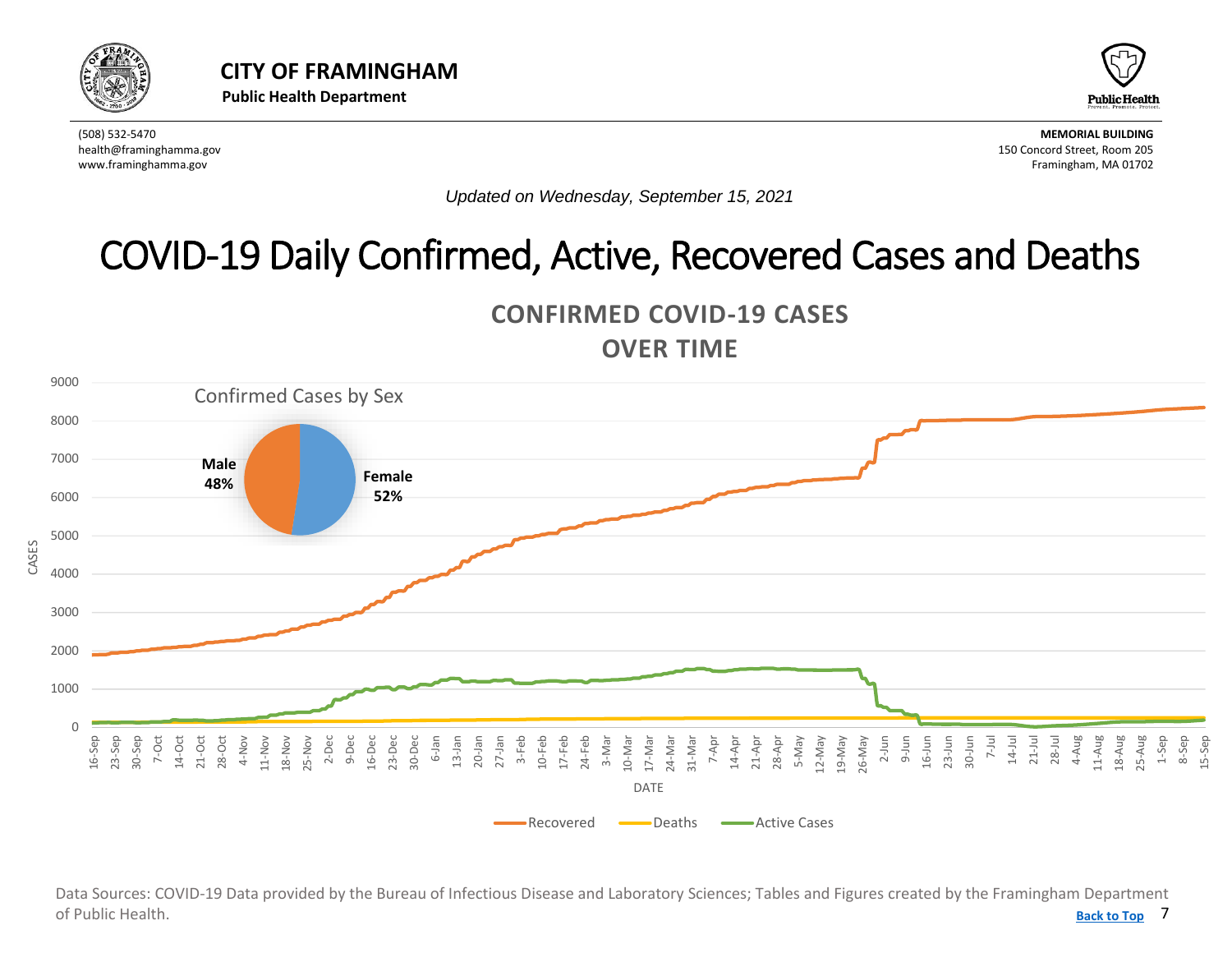# CITY OF FRAMINGHAM

**Public Health Department**

(508) 532-5470
health@framinghamma.gov
www.framinghamma.gov

**MEMORIAL BUILDING**
150 Concord Street, Room 205
Framingham, MA 01702

*Updated on Wednesday, September 15, 2021*

# COVID-19 Daily Confirmed, Active, Recovered Cases and Deaths

**CONFIRMED COVID-19 CASES OVER TIME**

Confirmed Cases by Sex

| Sex | Percent |
|---|---|
| Male | 48% |
| Female | 52% |

Data Sources: COVID-19 Data provided by the Bureau of Infectious Disease and Laboratory Sciences; Tables and Figures created by the Framingham Department of Public Health.

Back to Top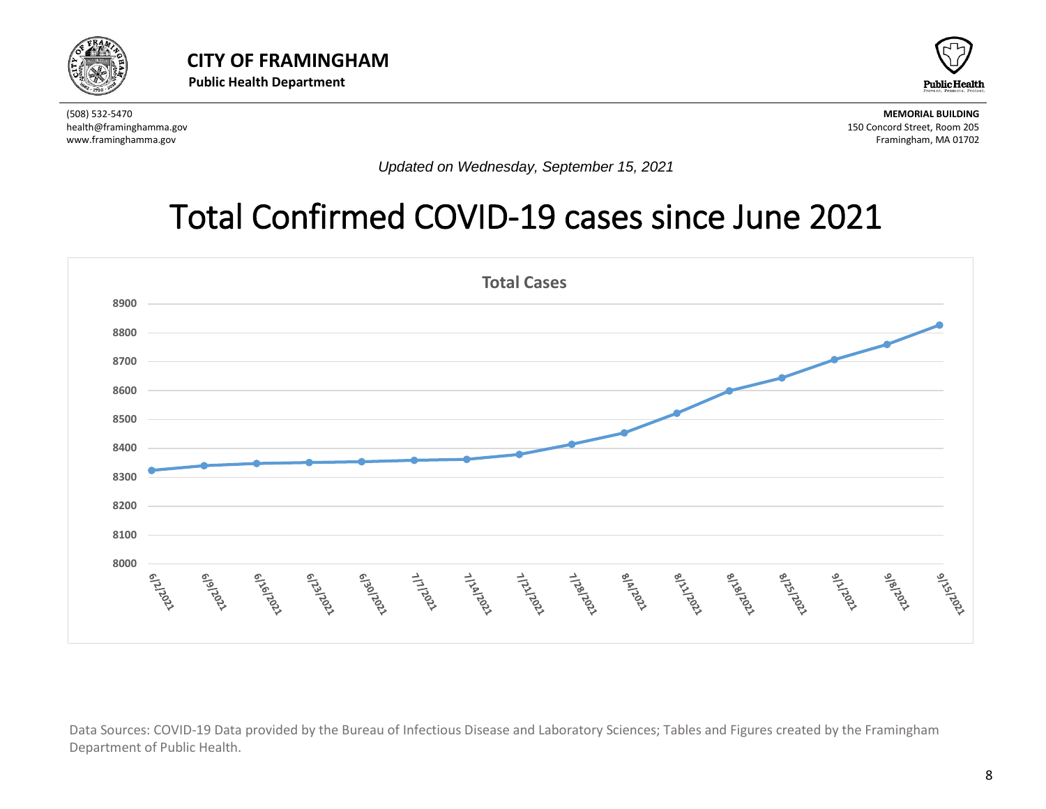**CITY OF FRAMINGHAM**
**Public Health Department**

(508) 532-5470
health@framinghamma.gov
www.framinghamma.gov

**MEMORIAL BUILDING**
150 Concord Street, Room 205
Framingham, MA 01702

*Updated on Wednesday, September 15, 2021*

# Total Confirmed COVID-19 cases since June 2021

**Total Cases**

Data Sources: COVID-19 Data provided by the Bureau of Infectious Disease and Laboratory Sciences; Tables and Figures created by the Framingham Department of Public Health.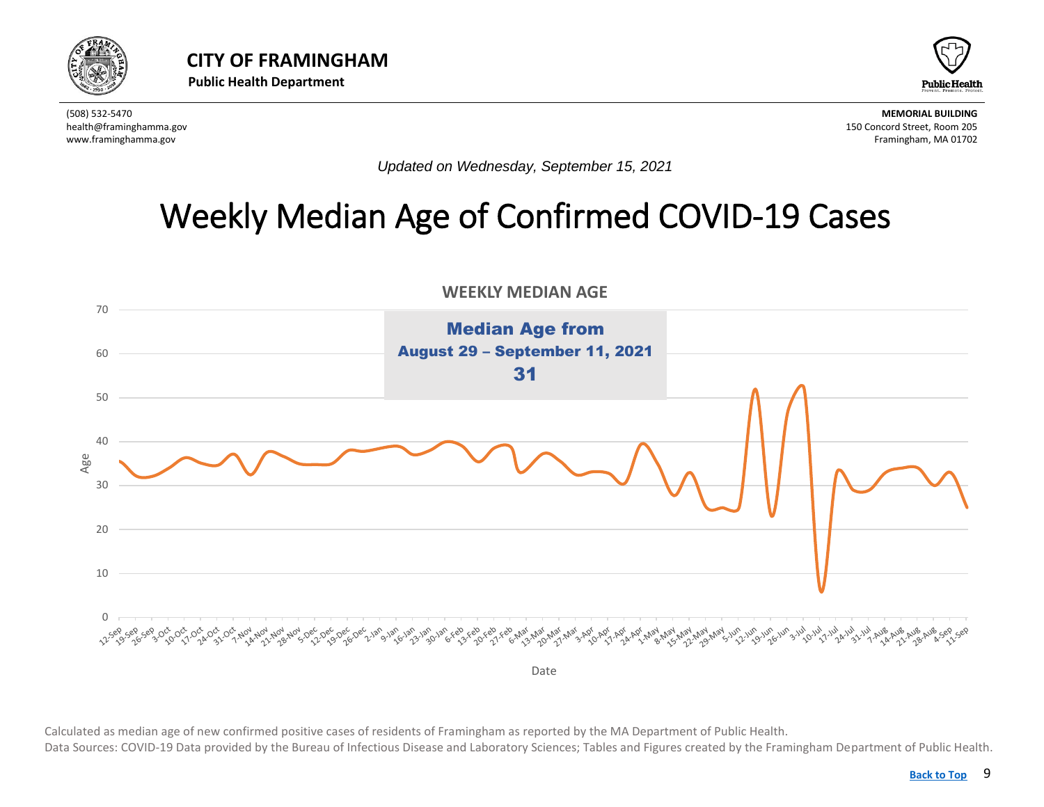**CITY OF FRAMINGHAM**
**Public Health Department**

(508) 532-5470
health@framinghamma.gov
www.framinghamma.gov

**MEMORIAL BUILDING**
150 Concord Street, Room 205
Framingham, MA 01702

*Updated on Wednesday, September 15, 2021*

# Weekly Median Age of Confirmed COVID-19 Cases

**WEEKLY MEDIAN AGE**

**Median Age from**
**August 29 – September 11, 2021**
**31**

Calculated as median age of new confirmed positive cases of residents of Framingham as reported by the MA Department of Public Health.
Data Sources: COVID-19 Data provided by the Bureau of Infectious Disease and Laboratory Sciences; Tables and Figures created by the Framingham Department of Public Health.

Back to Top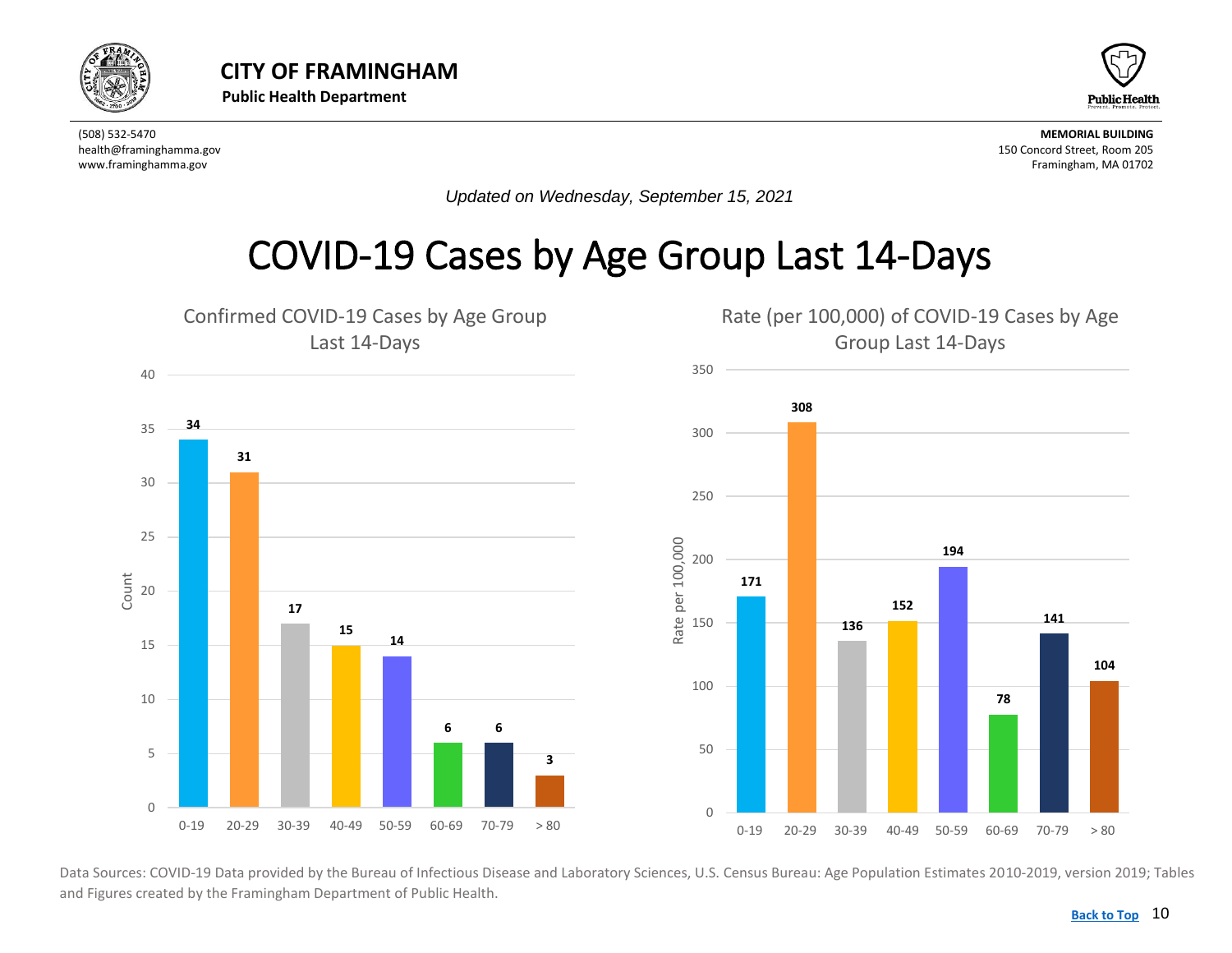# CITY OF FRAMINGHAM

**Public Health Department**

(508) 532-5470
health@framinghamma.gov
www.framinghamma.gov

**MEMORIAL BUILDING**
150 Concord Street, Room 205
Framingham, MA 01702

*Updated on Wednesday, September 15, 2021*

# COVID-19 Cases by Age Group Last 14-Days

## Confirmed COVID-19 Cases by Age Group Last 14-Days

| Age Group | Count |
|---|---|
| 0-19 | 34 |
| 20-29 | 31 |
| 30-39 | 17 |
| 40-49 | 15 |
| 50-59 | 14 |
| 60-69 | 6 |
| 70-79 | 6 |
| > 80 | 3 |

## Rate (per 100,000) of COVID-19 Cases by Age Group Last 14-Days

| Age Group | Rate per 100,000 |
|---|---|
| 0-19 | 171 |
| 20-29 | 308 |
| 30-39 | 136 |
| 40-49 | 152 |
| 50-59 | 194 |
| 60-69 | 78 |
| 70-79 | 141 |
| > 80 | 104 |

Data Sources: COVID-19 Data provided by the Bureau of Infectious Disease and Laboratory Sciences, U.S. Census Bureau: Age Population Estimates 2010-2019, version 2019; Tables and Figures created by the Framingham Department of Public Health.

Back to Top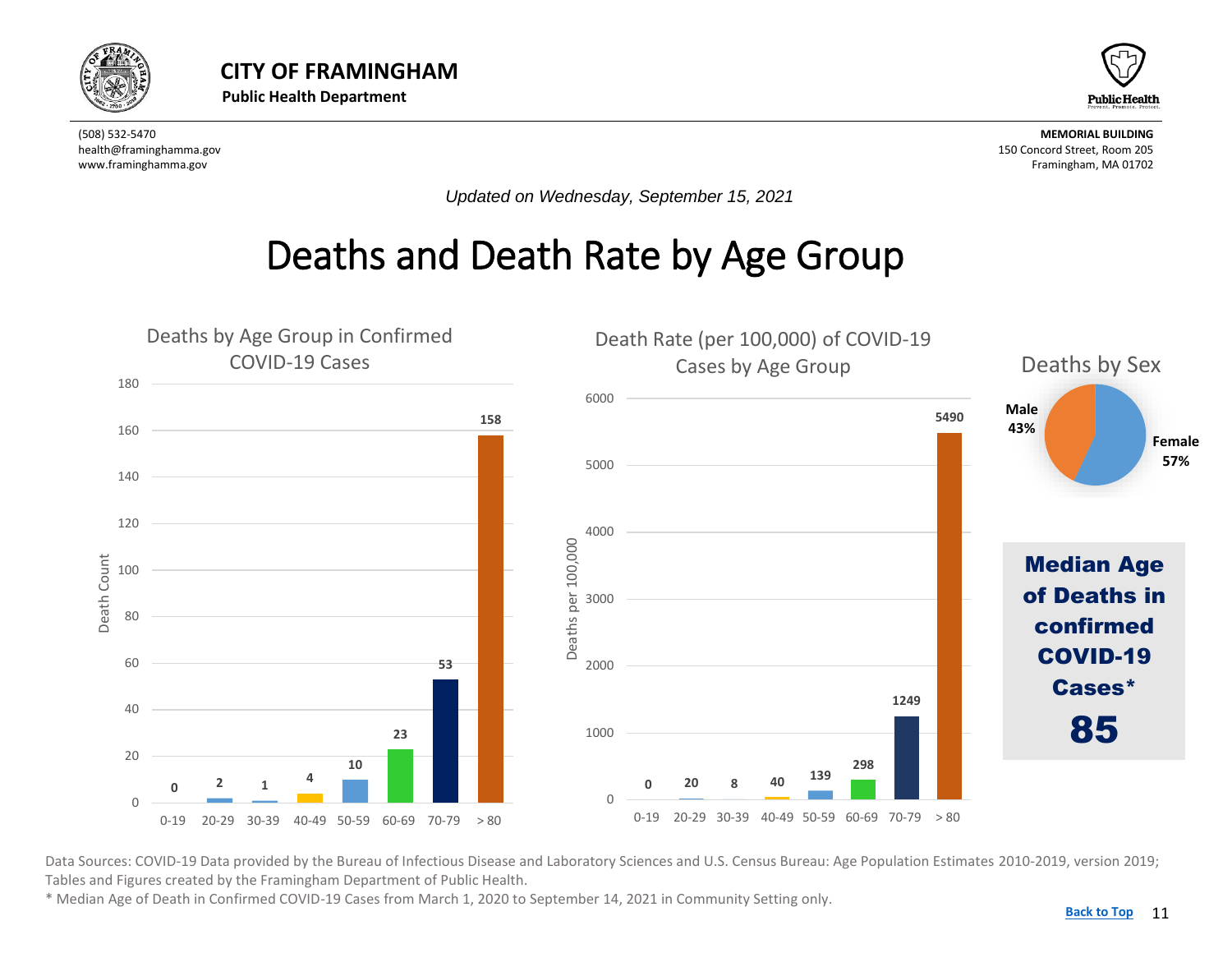# CITY OF FRAMINGHAM

**Public Health Department**

(508) 532-5470
health@framinghamma.gov
www.framinghamma.gov

**MEMORIAL BUILDING**
150 Concord Street, Room 205
Framingham, MA 01702

*Updated on Wednesday, September 15, 2021*

# Deaths and Death Rate by Age Group

## Deaths by Age Group in Confirmed COVID-19 Cases

| Age Group | Death Count |
|---|---|
| 0-19 | 0 |
| 20-29 | 2 |
| 30-39 | 1 |
| 40-49 | 4 |
| 50-59 | 10 |
| 60-69 | 23 |
| 70-79 | 53 |
| > 80 | 158 |

## Death Rate (per 100,000) of COVID-19 Cases by Age Group

| Age Group | Deaths per 100,000 |
|---|---|
| 0-19 | 0 |
| 20-29 | 20 |
| 30-39 | 8 |
| 40-49 | 40 |
| 50-59 | 139 |
| 60-69 | 298 |
| 70-79 | 1249 |
| > 80 | 5490 |

## Deaths by Sex

| Sex | Percent |
|---|---|
| Male | 43% |
| Female | 57% |

**Median Age of Deaths in confirmed COVID-19 Cases***

**85**

Data Sources: COVID-19 Data provided by the Bureau of Infectious Disease and Laboratory Sciences and U.S. Census Bureau: Age Population Estimates 2010-2019, version 2019; Tables and Figures created by the Framingham Department of Public Health.

* Median Age of Death in Confirmed COVID-19 Cases from March 1, 2020 to September 14, 2021 in Community Setting only.

Back to Top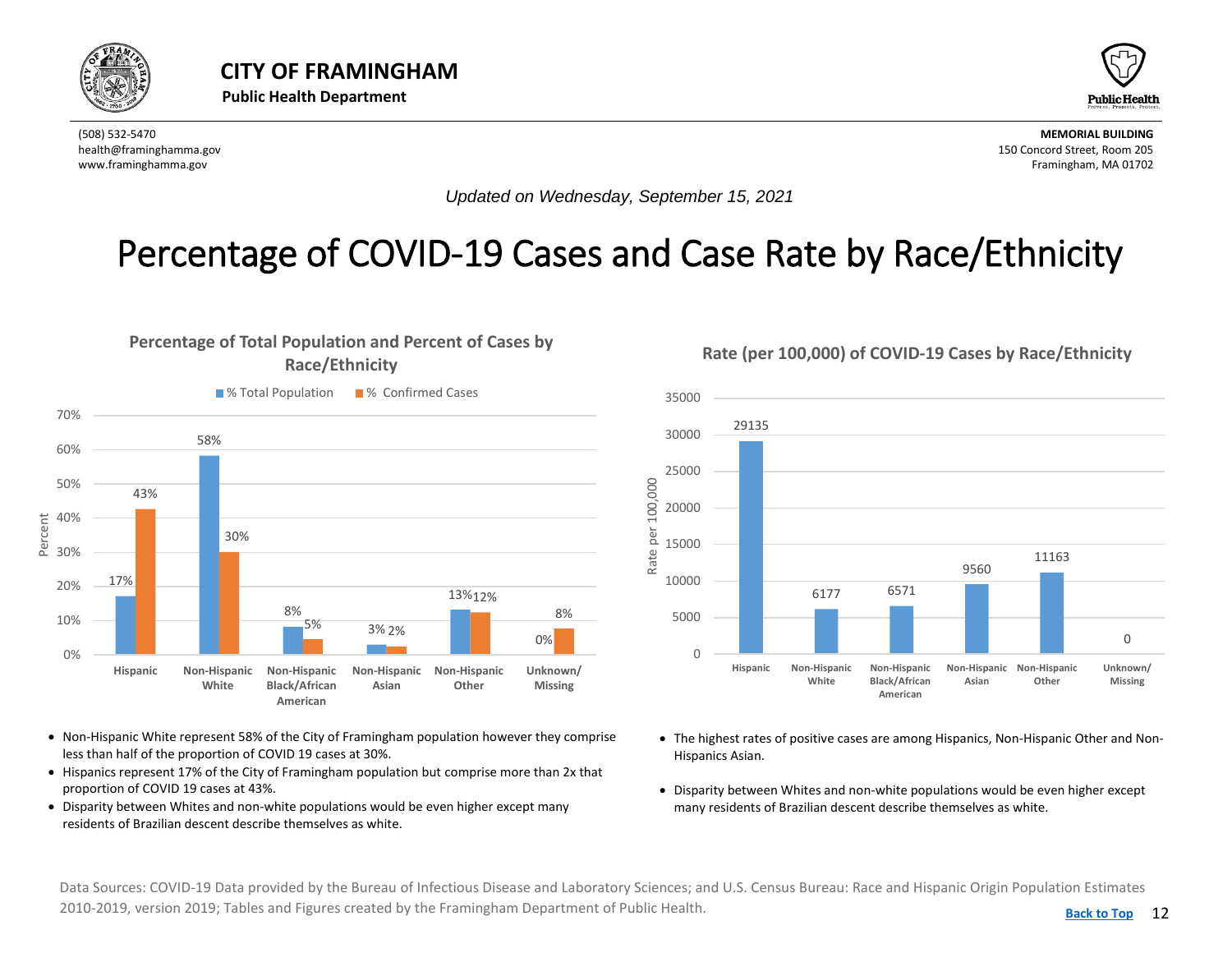# CITY OF FRAMINGHAM

**Public Health Department**

(508) 532-5470
health@framinghamma.gov
www.framinghamma.gov

**MEMORIAL BUILDING**
150 Concord Street, Room 205
Framingham, MA 01702

*Updated on Wednesday, September 15, 2021*

# Percentage of COVID-19 Cases and Case Rate by Race/Ethnicity

### Percentage of Total Population and Percent of Cases by Race/Ethnicity

| Race/Ethnicity | % Total Population | % Confirmed Cases |
|---|---|---|
| Hispanic | 17% | 43% |
| Non-Hispanic White | 58% | 30% |
| Non-Hispanic Black/African American | 8% | 5% |
| Non-Hispanic Asian | 3% | 2% |
| Non-Hispanic Other | 13% | 12% |
| Unknown/ Missing | 0% | 8% |

- Non-Hispanic White represent 58% of the City of Framingham population however they comprise less than half of the proportion of COVID 19 cases at 30%.
- Hispanics represent 17% of the City of Framingham population but comprise more than 2x that proportion of COVID 19 cases at 43%.
- Disparity between Whites and non-white populations would be even higher except many residents of Brazilian descent describe themselves as white.

### Rate (per 100,000) of COVID-19 Cases by Race/Ethnicity

| Race/Ethnicity | Rate per 100,000 |
|---|---|
| Hispanic | 29135 |
| Non-Hispanic White | 6177 |
| Non-Hispanic Black/African American | 6571 |
| Non-Hispanic Asian | 9560 |
| Non-Hispanic Other | 11163 |
| Unknown/ Missing | 0 |

- The highest rates of positive cases are among Hispanics, Non-Hispanic Other and Non-Hispanics Asian.
- Disparity between Whites and non-white populations would be even higher except many residents of Brazilian descent describe themselves as white.

Data Sources: COVID-19 Data provided by the Bureau of Infectious Disease and Laboratory Sciences; and U.S. Census Bureau: Race and Hispanic Origin Population Estimates 2010-2019, version 2019; Tables and Figures created by the Framingham Department of Public Health.

Back to Top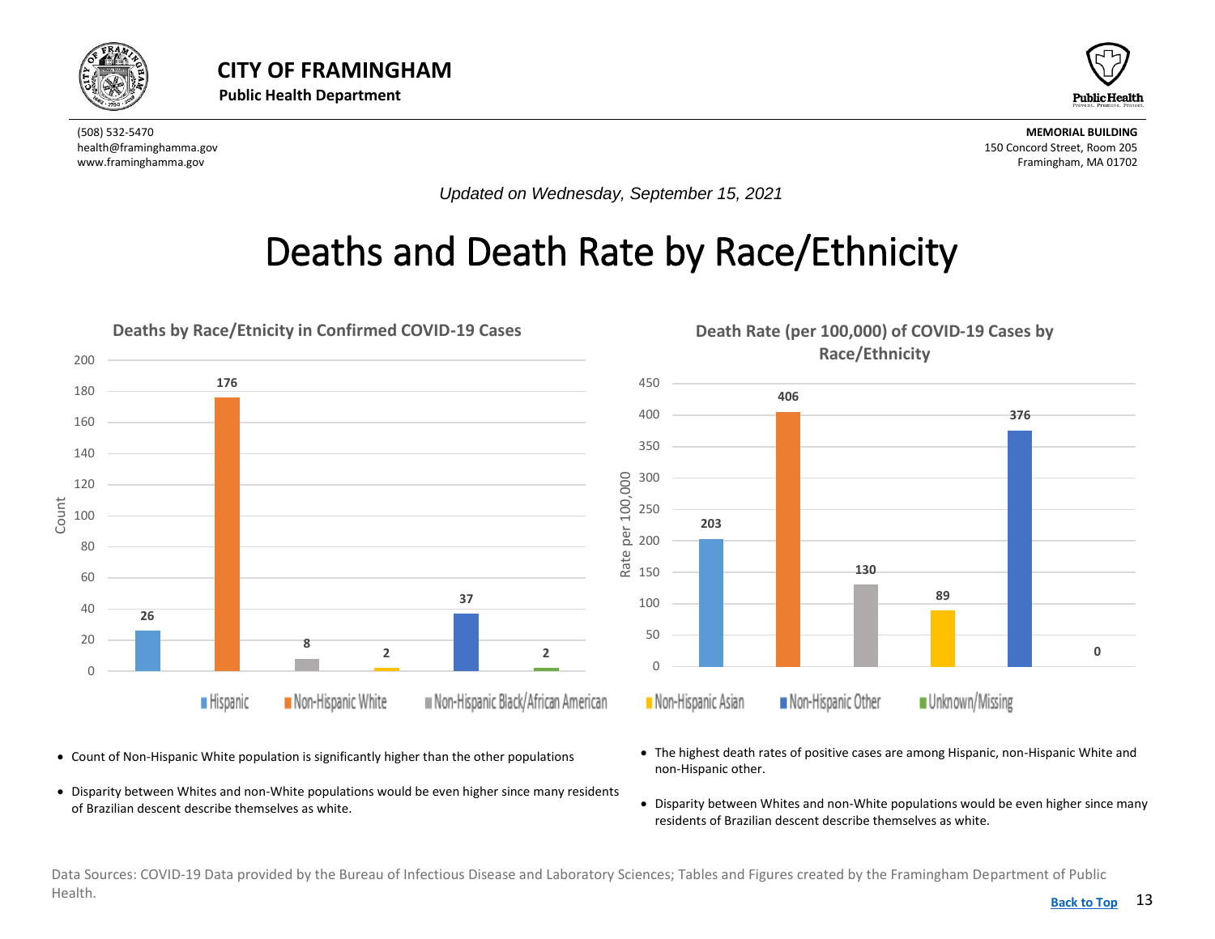# CITY OF FRAMINGHAM

**Public Health Department**

(508) 532-5470
health@framinghamma.gov
www.framinghamma.gov

**MEMORIAL BUILDING**
150 Concord Street, Room 205
Framingham, MA 01702

*Updated on Wednesday, September 15, 2021*

# Deaths and Death Rate by Race/Ethnicity

**Deaths by Race/Etnicity in Confirmed COVID-19 Cases**

| Race/Ethnicity | Count |
|---|---|
| Hispanic | 26 |
| Non-Hispanic White | 176 |
| Non-Hispanic Black/African American | 8 |
| Non-Hispanic Asian | 2 |
| Non-Hispanic Other | 37 |
| Unknown/Missing | 2 |

**Death Rate (per 100,000) of COVID-19 Cases by Race/Ethnicity**

| Race/Ethnicity | Rate per 100,000 |
|---|---|
| Hispanic | 203 |
| Non-Hispanic White | 406 |
| Non-Hispanic Black/African American | 130 |
| Non-Hispanic Asian | 89 |
| Non-Hispanic Other | 376 |
| Unknown/Missing | 0 |

- Count of Non-Hispanic White population is significantly higher than the other populations
- Disparity between Whites and non-White populations would be even higher since many residents of Brazilian descent describe themselves as white.

- The highest death rates of positive cases are among Hispanic, non-Hispanic White and non-Hispanic other.
- Disparity between Whites and non-White populations would be even higher since many residents of Brazilian descent describe themselves as white.

Data Sources: COVID-19 Data provided by the Bureau of Infectious Disease and Laboratory Sciences; Tables and Figures created by the Framingham Department of Public Health.

Back to Top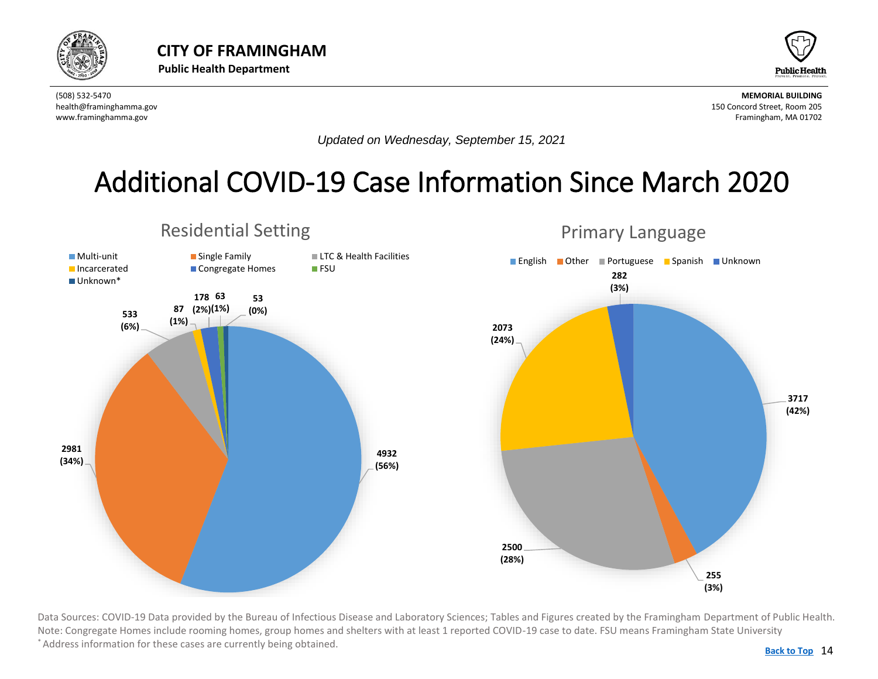**CITY OF FRAMINGHAM**
**Public Health Department**

(508) 532-5470
health@framinghamma.gov
www.framinghamma.gov

**MEMORIAL BUILDING**
150 Concord Street, Room 205
Framingham, MA 01702

*Updated on Wednesday, September 15, 2021*

# Additional COVID-19 Case Information Since March 2020

## Residential Setting

Multi-unit
Single Family
LTC & Health Facilities
Incarcerated
Congregate Homes
FSU
Unknown*

4932 (56%)
2981 (34%)
533 (6%)
87 (1%)
178 (2%)
63 (1%)
53 (0%)

## Primary Language

English
Other
Portuguese
Spanish
Unknown

3717 (42%)
255 (3%)
2500 (28%)
2073 (24%)
282 (3%)

Data Sources: COVID-19 Data provided by the Bureau of Infectious Disease and Laboratory Sciences; Tables and Figures created by the Framingham Department of Public Health.
Note: Congregate Homes include rooming homes, group homes and shelters with at least 1 reported COVID-19 case to date. FSU means Framingham State University
* Address information for these cases are currently being obtained.

Back to Top